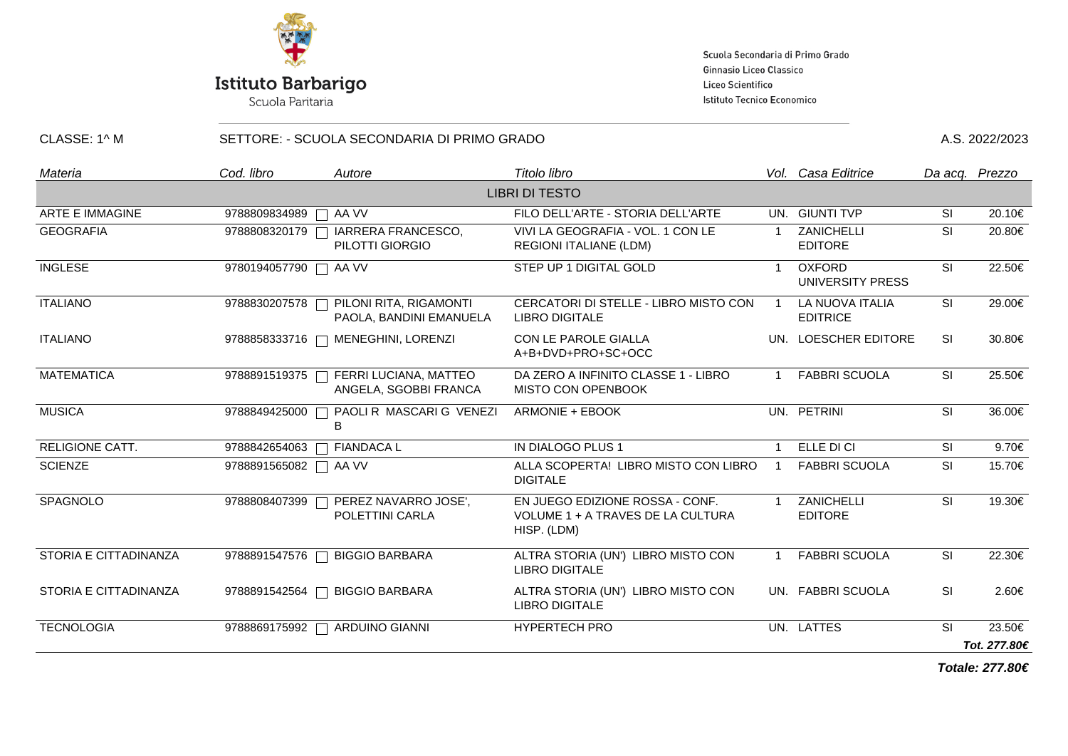**Istituto Barbarigo**
Scuola Paritaria

Scuola Secondaria di Primo Grado
Ginnasio Liceo Classico
Liceo Scientifico
Istituto Tecnico Economico

CLASSE: 1^ M    SETTORE: - SCUOLA SECONDARIA DI PRIMO GRADO    A.S. 2022/2023

| *Materia* | *Cod. libro* | *Autore* | *Titolo libro* | *Vol.* | *Casa Editrice* | *Da acq.* | *Prezzo* |
|---|---|---|---|---|---|---|---|
| | | | LIBRI DI TESTO | | | | |
| ARTE E IMMAGINE | 9788809834989 | AA VV | FILO DELL'ARTE - STORIA DELL'ARTE | UN. | GIUNTI TVP | SI | 20.10€ |
| GEOGRAFIA | 9788808320179 | IARRERA FRANCESCO, PILOTTI GIORGIO | VIVI LA GEOGRAFIA - VOL. 1 CON LE REGIONI ITALIANE (LDM) | 1 | ZANICHELLI EDITORE | SI | 20.80€ |
| INGLESE | 9780194057790 | AA VV | STEP UP 1 DIGITAL GOLD | 1 | OXFORD UNIVERSITY PRESS | SI | 22.50€ |
| ITALIANO | 9788830207578 | PILONI RITA, RIGAMONTI PAOLA, BANDINI EMANUELA | CERCATORI DI STELLE - LIBRO MISTO CON LIBRO DIGITALE | 1 | LA NUOVA ITALIA EDITRICE | SI | 29.00€ |
| ITALIANO | 9788858333716 | MENEGHINI, LORENZI | CON LE PAROLE GIALLA A+B+DVD+PRO+SC+OCC | UN. | LOESCHER EDITORE | SI | 30.80€ |
| MATEMATICA | 9788891519375 | FERRI LUCIANA, MATTEO ANGELA, SGOBBI FRANCA | DA ZERO A INFINITO CLASSE 1 - LIBRO MISTO CON OPENBOOK | 1 | FABBRI SCUOLA | SI | 25.50€ |
| MUSICA | 9788849425000 | PAOLI R MASCARI G VENEZI B | ARMONIE + EBOOK | UN. | PETRINI | SI | 36.00€ |
| RELIGIONE CATT. | 9788842654063 | FIANDACA L | IN DIALOGO PLUS 1 | 1 | ELLE DI CI | SI | 9.70€ |
| SCIENZE | 9788891565082 | AA VV | ALLA SCOPERTA! LIBRO MISTO CON LIBRO DIGITALE | 1 | FABBRI SCUOLA | SI | 15.70€ |
| SPAGNOLO | 9788808407399 | PEREZ NAVARRO JOSE', POLETTINI CARLA | EN JUEGO EDIZIONE ROSSA - CONF. VOLUME 1 + A TRAVES DE LA CULTURA HISP. (LDM) | 1 | ZANICHELLI EDITORE | SI | 19.30€ |
| STORIA E CITTADINANZA | 9788891547576 | BIGGIO BARBARA | ALTRA STORIA (UN') LIBRO MISTO CON LIBRO DIGITALE | 1 | FABBRI SCUOLA | SI | 22.30€ |
| STORIA E CITTADINANZA | 9788891542564 | BIGGIO BARBARA | ALTRA STORIA (UN') LIBRO MISTO CON LIBRO DIGITALE | UN. | FABBRI SCUOLA | SI | 2.60€ |
| TECNOLOGIA | 9788869175992 | ARDUINO GIANNI | HYPERTECH PRO | UN. | LATTES | SI | 23.50€ |
| | | | | | | | ***Tot. 277.80€*** |

***Totale: 277.80€***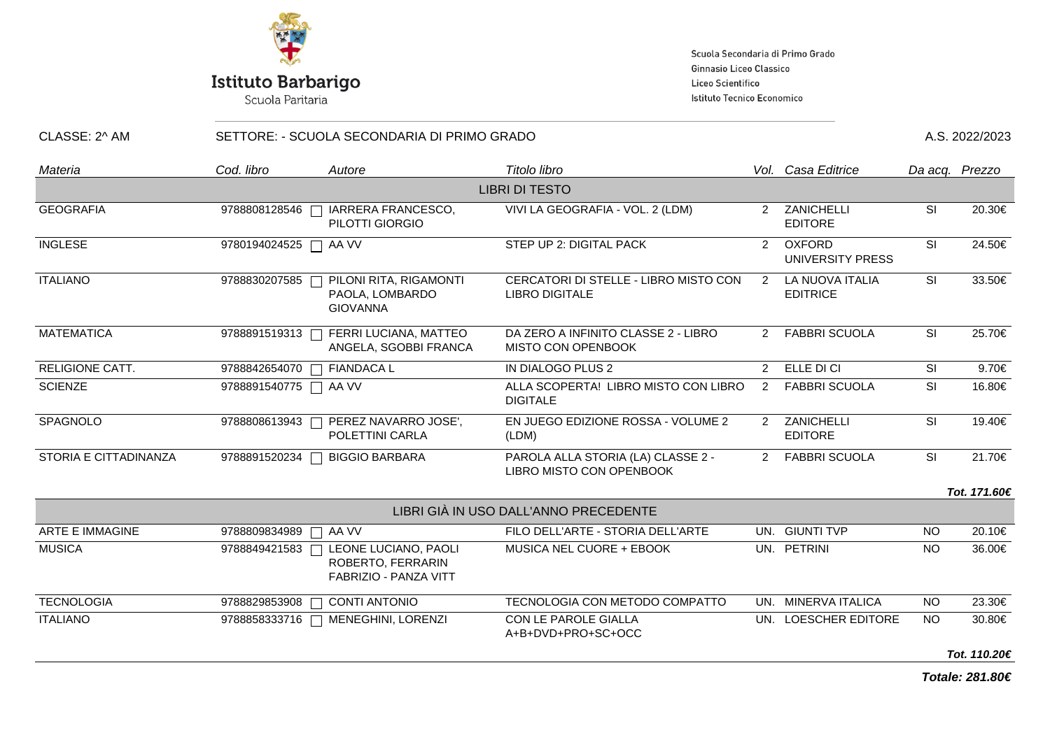**Istituto Barbarigo**
Scuola Paritaria

Scuola Secondaria di Primo Grado
Ginnasio Liceo Classico
Liceo Scientifico
Istituto Tecnico Economico

CLASSE: 2^ AM — SETTORE: - SCUOLA SECONDARIA DI PRIMO GRADO — A.S. 2022/2023

| *Materia* | *Cod. libro* | *Autore* | *Titolo libro* | *Vol.* | *Casa Editrice* | *Da acq.* | *Prezzo* |
|---|---|---|---|---|---|---|---|
| | | | LIBRI DI TESTO | | | | |
| GEOGRAFIA | 9788808128546 | IARRERA FRANCESCO, PILOTTI GIORGIO | VIVI LA GEOGRAFIA - VOL. 2 (LDM) | 2 | ZANICHELLI EDITORE | SI | 20.30€ |
| INGLESE | 9780194024525 | AA VV | STEP UP 2: DIGITAL PACK | 2 | OXFORD UNIVERSITY PRESS | SI | 24.50€ |
| ITALIANO | 9788830207585 | PILONI RITA, RIGAMONTI PAOLA, LOMBARDO GIOVANNA | CERCATORI DI STELLE - LIBRO MISTO CON LIBRO DIGITALE | 2 | LA NUOVA ITALIA EDITRICE | SI | 33.50€ |
| MATEMATICA | 9788891519313 | FERRI LUCIANA, MATTEO ANGELA, SGOBBI FRANCA | DA ZERO A INFINITO CLASSE 2 - LIBRO MISTO CON OPENBOOK | 2 | FABBRI SCUOLA | SI | 25.70€ |
| RELIGIONE CATT. | 9788842654070 | FIANDACA L | IN DIALOGO PLUS 2 | 2 | ELLE DI CI | SI | 9.70€ |
| SCIENZE | 9788891540775 | AA VV | ALLA SCOPERTA! LIBRO MISTO CON LIBRO DIGITALE | 2 | FABBRI SCUOLA | SI | 16.80€ |
| SPAGNOLO | 9788808613943 | PEREZ NAVARRO JOSE', POLETTINI CARLA | EN JUEGO EDIZIONE ROSSA - VOLUME 2 (LDM) | 2 | ZANICHELLI EDITORE | SI | 19.40€ |
| STORIA E CITTADINANZA | 9788891520234 | BIGGIO BARBARA | PAROLA ALLA STORIA (LA) CLASSE 2 - LIBRO MISTO CON OPENBOOK | 2 | FABBRI SCUOLA | SI | 21.70€ |
| | | | | | | | ***Tot. 171.60€*** |
| | | | LIBRI GIÀ IN USO DALL'ANNO PRECEDENTE | | | | |
| ARTE E IMMAGINE | 9788809834989 | AA VV | FILO DELL'ARTE - STORIA DELL'ARTE | UN. | GIUNTI TVP | NO | 20.10€ |
| MUSICA | 9788849421583 | LEONE LUCIANO, PAOLI ROBERTO, FERRARIN FABRIZIO - PANZA VITT | MUSICA NEL CUORE + EBOOK | UN. | PETRINI | NO | 36.00€ |
| TECNOLOGIA | 9788829853908 | CONTI ANTONIO | TECNOLOGIA CON METODO COMPATTO | UN. | MINERVA ITALICA | NO | 23.30€ |
| ITALIANO | 9788858333716 | MENEGHINI, LORENZI | CON LE PAROLE GIALLA A+B+DVD+PRO+SC+OCC | UN. | LOESCHER EDITORE | NO | 30.80€ |
| | | | | | | | ***Tot. 110.20€*** |

***Totale: 281.80€***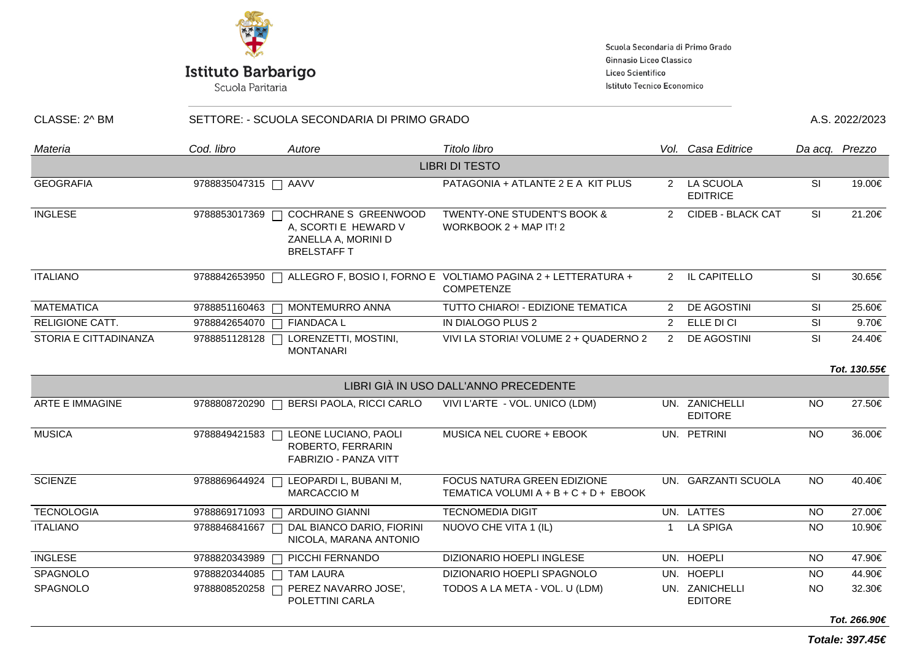**Istituto Barbarigo**
Scuola Paritaria

Scuola Secondaria di Primo Grado
Ginnasio Liceo Classico
Liceo Scientifico
Istituto Tecnico Economico

CLASSE: 2^ BM — SETTORE: - SCUOLA SECONDARIA DI PRIMO GRADO — A.S. 2022/2023

| *Materia* | *Cod. libro* | *Autore* | *Titolo libro* | *Vol.* | *Casa Editrice* | *Da acq.* | *Prezzo* |
|---|---|---|---|---|---|---|---|
| | | | LIBRI DI TESTO | | | | |
| GEOGRAFIA | 9788835047315 | AAVV | PATAGONIA + ATLANTE 2 E A KIT PLUS | 2 | LA SCUOLA EDITRICE | SI | 19.00€ |
| INGLESE | 9788853017369 | COCHRANE S GREENWOOD A, SCORTI E HEWARD V ZANELLA A, MORINI D BRELSTAFF T | TWENTY-ONE STUDENT'S BOOK & WORKBOOK 2 + MAP IT! 2 | 2 | CIDEB - BLACK CAT | SI | 21.20€ |
| ITALIANO | 9788842653950 | ALLEGRO F, BOSIO I, FORNO E | VOLTIAMO PAGINA 2 + LETTERATURA + COMPETENZE | 2 | IL CAPITELLO | SI | 30.65€ |
| MATEMATICA | 9788851160463 | MONTEMURRO ANNA | TUTTO CHIARO! - EDIZIONE TEMATICA | 2 | DE AGOSTINI | SI | 25.60€ |
| RELIGIONE CATT. | 9788842654070 | FIANDACA L | IN DIALOGO PLUS 2 | 2 | ELLE DI CI | SI | 9.70€ |
| STORIA E CITTADINANZA | 9788851128128 | LORENZETTI, MOSTINI, MONTANARI | VIVI LA STORIA! VOLUME 2 + QUADERNO 2 | 2 | DE AGOSTINI | SI | 24.40€ |
| | | | | | | | ***Tot. 130.55€*** |
| | | | LIBRI GIÀ IN USO DALL'ANNO PRECEDENTE | | | | |
| ARTE E IMMAGINE | 9788808720290 | BERSI PAOLA, RICCI CARLO | VIVI L'ARTE - VOL. UNICO (LDM) | UN. | ZANICHELLI EDITORE | NO | 27.50€ |
| MUSICA | 9788849421583 | LEONE LUCIANO, PAOLI ROBERTO, FERRARIN FABRIZIO - PANZA VITT | MUSICA NEL CUORE + EBOOK | UN. | PETRINI | NO | 36.00€ |
| SCIENZE | 9788869644924 | LEOPARDI L, BUBANI M, MARCACCIO M | FOCUS NATURA GREEN EDIZIONE TEMATICA VOLUMI A + B + C + D + EBOOK | UN. | GARZANTI SCUOLA | NO | 40.40€ |
| TECNOLOGIA | 9788869171093 | ARDUINO GIANNI | TECNOMEDIA DIGIT | UN. | LATTES | NO | 27.00€ |
| ITALIANO | 9788846841667 | DAL BIANCO DARIO, FIORINI NICOLA, MARANA ANTONIO | NUOVO CHE VITA 1 (IL) | 1 | LA SPIGA | NO | 10.90€ |
| INGLESE | 9788820343989 | PICCHI FERNANDO | DIZIONARIO HOEPLI INGLESE | UN. | HOEPLI | NO | 47.90€ |
| SPAGNOLO | 9788820344085 | TAM LAURA | DIZIONARIO HOEPLI SPAGNOLO | UN. | HOEPLI | NO | 44.90€ |
| SPAGNOLO | 9788808520258 | PEREZ NAVARRO JOSE', POLETTINI CARLA | TODOS A LA META - VOL. U (LDM) | UN. | ZANICHELLI EDITORE | NO | 32.30€ |
| | | | | | | | ***Tot. 266.90€*** |

***Totale: 397.45€***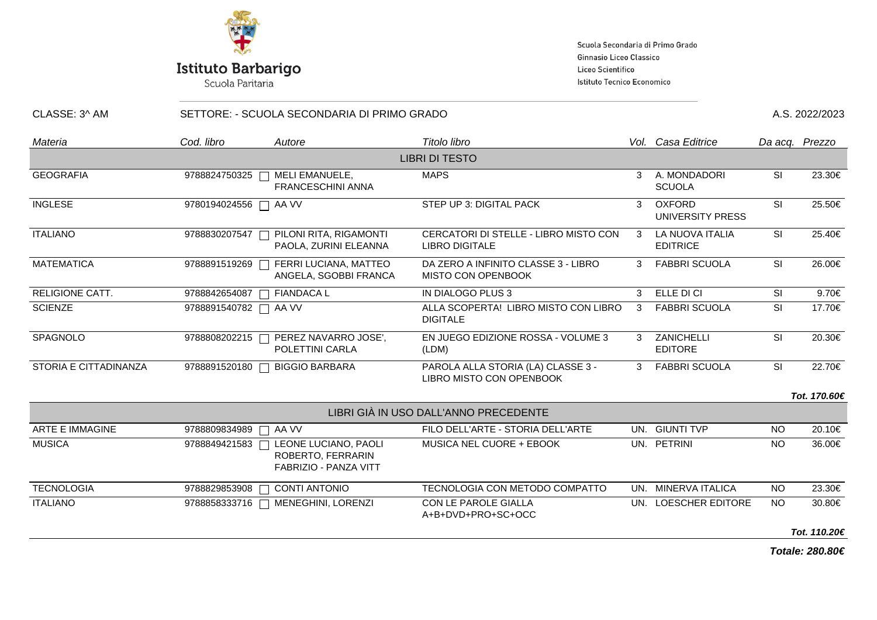**Istituto Barbarigo**
Scuola Paritaria

Scuola Secondaria di Primo Grado
Ginnasio Liceo Classico
Liceo Scientifico
Istituto Tecnico Economico

CLASSE: 3^ AM | SETTORE: - SCUOLA SECONDARIA DI PRIMO GRADO | A.S. 2022/2023

| *Materia* | *Cod. libro* | *Autore* | *Titolo libro* | *Vol.* | *Casa Editrice* | *Da acq.* | *Prezzo* |
|---|---|---|---|---|---|---|---|
| | | | LIBRI DI TESTO | | | | |
| GEOGRAFIA | 9788824750325 | MELI EMANUELE, FRANCESCHINI ANNA | MAPS | 3 | A. MONDADORI SCUOLA | SI | 23.30€ |
| INGLESE | 9780194024556 | AA VV | STEP UP 3: DIGITAL PACK | 3 | OXFORD UNIVERSITY PRESS | SI | 25.50€ |
| ITALIANO | 9788830207547 | PILONI RITA, RIGAMONTI PAOLA, ZURINI ELEANNA | CERCATORI DI STELLE - LIBRO MISTO CON LIBRO DIGITALE | 3 | LA NUOVA ITALIA EDITRICE | SI | 25.40€ |
| MATEMATICA | 9788891519269 | FERRI LUCIANA, MATTEO ANGELA, SGOBBI FRANCA | DA ZERO A INFINITO CLASSE 3 - LIBRO MISTO CON OPENBOOK | 3 | FABBRI SCUOLA | SI | 26.00€ |
| RELIGIONE CATT. | 9788842654087 | FIANDACA L | IN DIALOGO PLUS 3 | 3 | ELLE DI CI | SI | 9.70€ |
| SCIENZE | 9788891540782 | AA VV | ALLA SCOPERTA! LIBRO MISTO CON LIBRO DIGITALE | 3 | FABBRI SCUOLA | SI | 17.70€ |
| SPAGNOLO | 9788808202215 | PEREZ NAVARRO JOSE', POLETTINI CARLA | EN JUEGO EDIZIONE ROSSA - VOLUME 3 (LDM) | 3 | ZANICHELLI EDITORE | SI | 20.30€ |
| STORIA E CITTADINANZA | 9788891520180 | BIGGIO BARBARA | PAROLA ALLA STORIA (LA) CLASSE 3 - LIBRO MISTO CON OPENBOOK | 3 | FABBRI SCUOLA | SI | 22.70€ |
| | | | | | | | ***Tot. 170.60€*** |
| | | | LIBRI GIÀ IN USO DALL'ANNO PRECEDENTE | | | | |
| ARTE E IMMAGINE | 9788809834989 | AA VV | FILO DELL'ARTE - STORIA DELL'ARTE | UN. | GIUNTI TVP | NO | 20.10€ |
| MUSICA | 9788849421583 | LEONE LUCIANO, PAOLI ROBERTO, FERRARIN FABRIZIO - PANZA VITT | MUSICA NEL CUORE + EBOOK | UN. | PETRINI | NO | 36.00€ |
| TECNOLOGIA | 9788829853908 | CONTI ANTONIO | TECNOLOGIA CON METODO COMPATTO | UN. | MINERVA ITALICA | NO | 23.30€ |
| ITALIANO | 9788858333716 | MENEGHINI, LORENZI | CON LE PAROLE GIALLA A+B+DVD+PRO+SC+OCC | UN. | LOESCHER EDITORE | NO | 30.80€ |
| | | | | | | | ***Tot. 110.20€*** |

***Totale: 280.80€***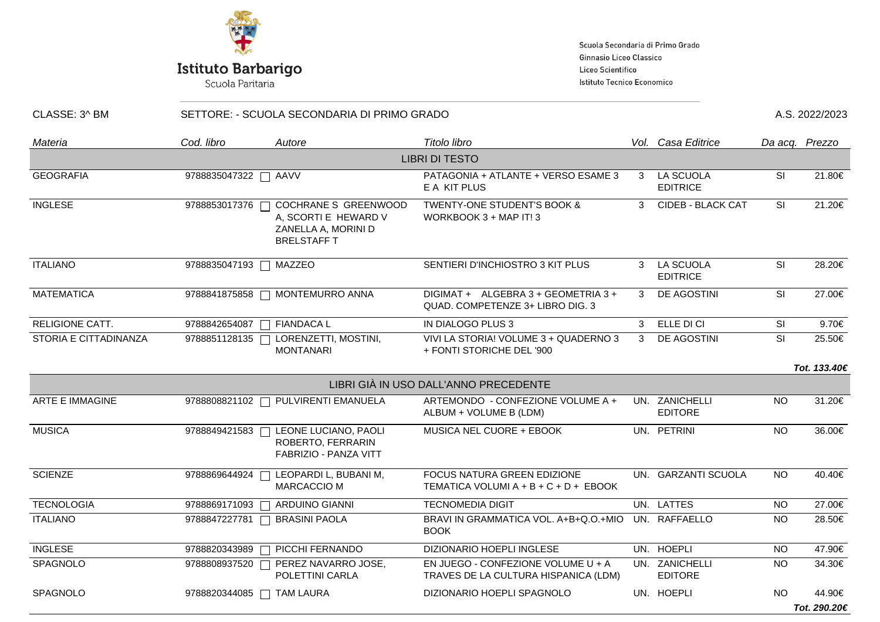**Istituto Barbarigo**
Scuola Paritaria

Scuola Secondaria di Primo Grado
Ginnasio Liceo Classico
Liceo Scientifico
Istituto Tecnico Economico

CLASSE: 3^ BM — SETTORE: - SCUOLA SECONDARIA DI PRIMO GRADO — A.S. 2022/2023

| *Materia* | *Cod. libro* | *Autore* | *Titolo libro* | *Vol.* | *Casa Editrice* | *Da acq.* | *Prezzo* |
|---|---|---|---|---|---|---|---|
| | | | LIBRI DI TESTO | | | | |
| GEOGRAFIA | 9788835047322 | AAVV | PATAGONIA + ATLANTE + VERSO ESAME 3 E A KIT PLUS | 3 | LA SCUOLA EDITRICE | SI | 21.80€ |
| INGLESE | 9788853017376 | COCHRANE S GREENWOOD A, SCORTI E HEWARD V ZANELLA A, MORINI D BRELSTAFF T | TWENTY-ONE STUDENT'S BOOK & WORKBOOK 3 + MAP IT! 3 | 3 | CIDEB - BLACK CAT | SI | 21.20€ |
| ITALIANO | 9788835047193 | MAZZEO | SENTIERI D'INCHIOSTRO 3 KIT PLUS | 3 | LA SCUOLA EDITRICE | SI | 28.20€ |
| MATEMATICA | 9788841875858 | MONTEMURRO ANNA | DIGIMAT + ALGEBRA 3 + GEOMETRIA 3 + QUAD. COMPETENZE 3+ LIBRO DIG. 3 | 3 | DE AGOSTINI | SI | 27.00€ |
| RELIGIONE CATT. | 9788842654087 | FIANDACA L | IN DIALOGO PLUS 3 | 3 | ELLE DI CI | SI | 9.70€ |
| STORIA E CITTADINANZA | 9788851128135 | LORENZETTI, MOSTINI, MONTANARI | VIVI LA STORIA! VOLUME 3 + QUADERNO 3 + FONTI STORICHE DEL '900 | 3 | DE AGOSTINI | SI | 25.50€ |
| | | | | | | | ***Tot. 133.40€*** |
| | | | LIBRI GIÀ IN USO DALL'ANNO PRECEDENTE | | | | |
| ARTE E IMMAGINE | 9788808821102 | PULVIRENTI EMANUELA | ARTEMONDO - CONFEZIONE VOLUME A + ALBUM + VOLUME B (LDM) | UN. | ZANICHELLI EDITORE | NO | 31.20€ |
| MUSICA | 9788849421583 | LEONE LUCIANO, PAOLI ROBERTO, FERRARIN FABRIZIO - PANZA VITT | MUSICA NEL CUORE + EBOOK | UN. | PETRINI | NO | 36.00€ |
| SCIENZE | 9788869644924 | LEOPARDI L, BUBANI M, MARCACCIO M | FOCUS NATURA GREEN EDIZIONE TEMATICA VOLUMI A + B + C + D + EBOOK | UN. | GARZANTI SCUOLA | NO | 40.40€ |
| TECNOLOGIA | 9788869171093 | ARDUINO GIANNI | TECNOMEDIA DIGIT | UN. | LATTES | NO | 27.00€ |
| ITALIANO | 9788847227781 | BRASINI PAOLA | BRAVI IN GRAMMATICA VOL. A+B+Q.O.+MIO BOOK | UN. | RAFFAELLO | NO | 28.50€ |
| INGLESE | 9788820343989 | PICCHI FERNANDO | DIZIONARIO HOEPLI INGLESE | UN. | HOEPLI | NO | 47.90€ |
| SPAGNOLO | 9788808937520 | PEREZ NAVARRO JOSE, POLETTINI CARLA | EN JUEGO - CONFEZIONE VOLUME U + A TRAVES DE LA CULTURA HISPANICA (LDM) | UN. | ZANICHELLI EDITORE | NO | 34.30€ |
| SPAGNOLO | 9788820344085 | TAM LAURA | DIZIONARIO HOEPLI SPAGNOLO | UN. | HOEPLI | NO | 44.90€ |
| | | | | | | | ***Tot. 290.20€*** |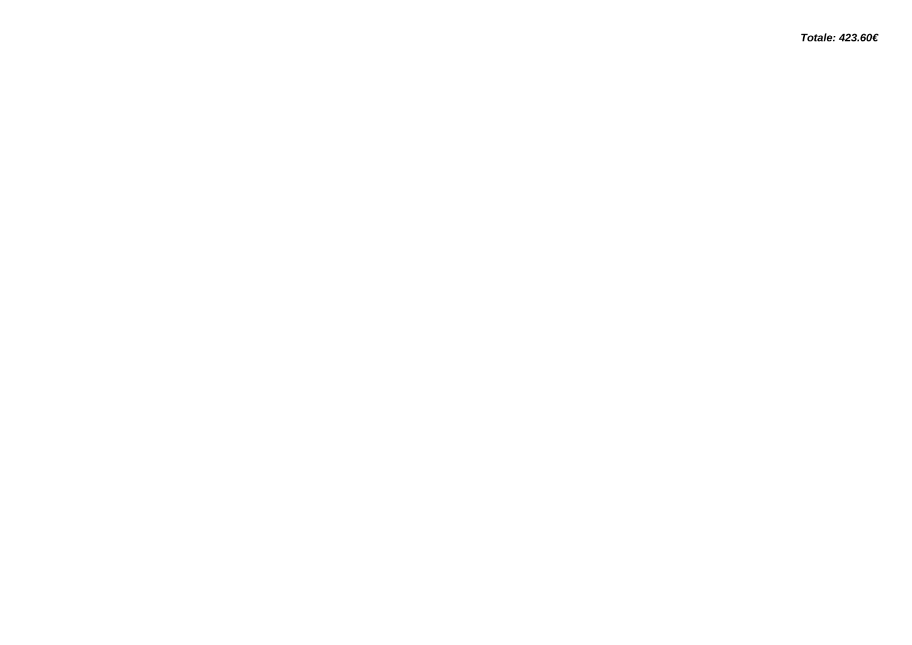***Totale: 423.60€***